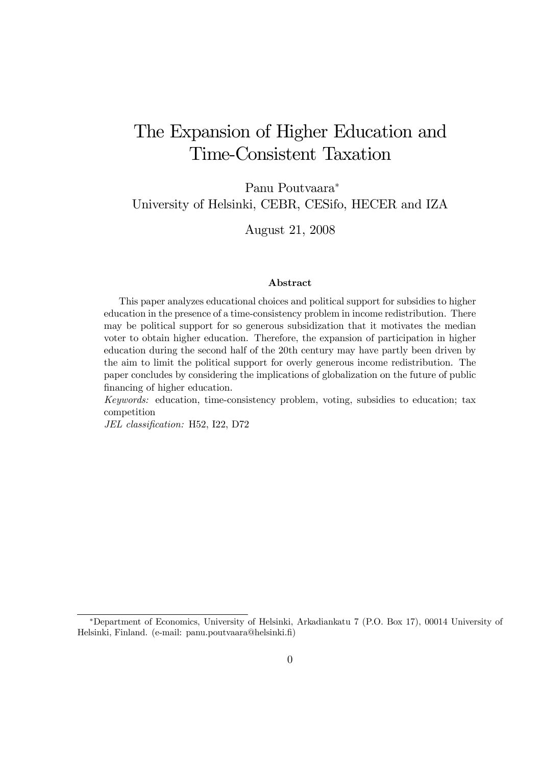# The Expansion of Higher Education and Time-Consistent Taxation

Panu Poutvaara*
University of Helsinki, CEBR, CESifo, HECER and IZA

August 21, 2008

### Abstract

This paper analyzes educational choices and political support for subsidies to higher education in the presence of a time-consistency problem in income redistribution. There may be political support for so generous subsidization that it motivates the median voter to obtain higher education. Therefore, the expansion of participation in higher education during the second half of the 20th century may have partly been driven by the aim to limit the political support for overly generous income redistribution. The paper concludes by considering the implications of globalization on the future of public financing of higher education.

*Keywords:* education, time-consistency problem, voting, subsidies to education; tax competition

*JEL classification:* H52, I22, D72

---

*Department of Economics, University of Helsinki, Arkadiankatu 7 (P.O. Box 17), 00014 University of Helsinki, Finland. (e-mail: panu.poutvaara@helsinki.fi)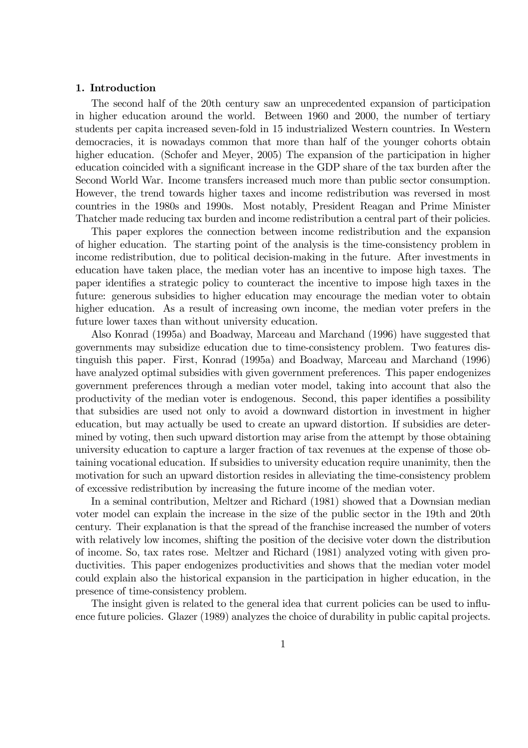## 1. Introduction

The second half of the 20th century saw an unprecedented expansion of participation in higher education around the world. Between 1960 and 2000, the number of tertiary students per capita increased seven-fold in 15 industrialized Western countries. In Western democracies, it is nowadays common that more than half of the younger cohorts obtain higher education. (Schofer and Meyer, 2005) The expansion of the participation in higher education coincided with a significant increase in the GDP share of the tax burden after the Second World War. Income transfers increased much more than public sector consumption. However, the trend towards higher taxes and income redistribution was reversed in most countries in the 1980s and 1990s. Most notably, President Reagan and Prime Minister Thatcher made reducing tax burden and income redistribution a central part of their policies.

This paper explores the connection between income redistribution and the expansion of higher education. The starting point of the analysis is the time-consistency problem in income redistribution, due to political decision-making in the future. After investments in education have taken place, the median voter has an incentive to impose high taxes. The paper identifies a strategic policy to counteract the incentive to impose high taxes in the future: generous subsidies to higher education may encourage the median voter to obtain higher education. As a result of increasing own income, the median voter prefers in the future lower taxes than without university education.

Also Konrad (1995a) and Boadway, Marceau and Marchand (1996) have suggested that governments may subsidize education due to time-consistency problem. Two features distinguish this paper. First, Konrad (1995a) and Boadway, Marceau and Marchand (1996) have analyzed optimal subsidies with given government preferences. This paper endogenizes government preferences through a median voter model, taking into account that also the productivity of the median voter is endogenous. Second, this paper identifies a possibility that subsidies are used not only to avoid a downward distortion in investment in higher education, but may actually be used to create an upward distortion. If subsidies are determined by voting, then such upward distortion may arise from the attempt by those obtaining university education to capture a larger fraction of tax revenues at the expense of those obtaining vocational education. If subsidies to university education require unanimity, then the motivation for such an upward distortion resides in alleviating the time-consistency problem of excessive redistribution by increasing the future income of the median voter.

In a seminal contribution, Meltzer and Richard (1981) showed that a Downsian median voter model can explain the increase in the size of the public sector in the 19th and 20th century. Their explanation is that the spread of the franchise increased the number of voters with relatively low incomes, shifting the position of the decisive voter down the distribution of income. So, tax rates rose. Meltzer and Richard (1981) analyzed voting with given productivities. This paper endogenizes productivities and shows that the median voter model could explain also the historical expansion in the participation in higher education, in the presence of time-consistency problem.

The insight given is related to the general idea that current policies can be used to influence future policies. Glazer (1989) analyzes the choice of durability in public capital projects.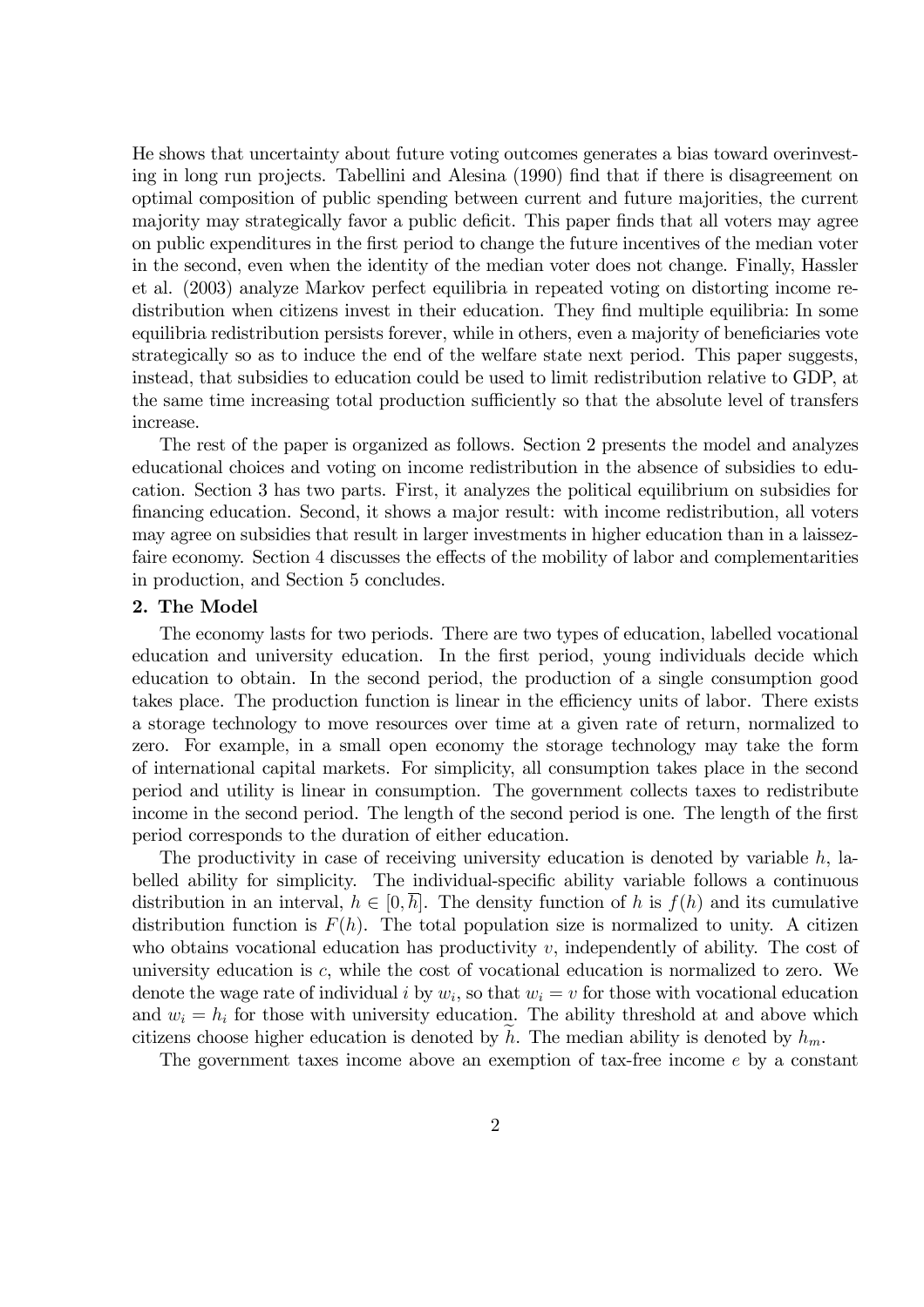He shows that uncertainty about future voting outcomes generates a bias toward overinvesting in long run projects. Tabellini and Alesina (1990) find that if there is disagreement on optimal composition of public spending between current and future majorities, the current majority may strategically favor a public deficit. This paper finds that all voters may agree on public expenditures in the first period to change the future incentives of the median voter in the second, even when the identity of the median voter does not change. Finally, Hassler et al. (2003) analyze Markov perfect equilibria in repeated voting on distorting income redistribution when citizens invest in their education. They find multiple equilibria: In some equilibria redistribution persists forever, while in others, even a majority of beneficiaries vote strategically so as to induce the end of the welfare state next period. This paper suggests, instead, that subsidies to education could be used to limit redistribution relative to GDP, at the same time increasing total production sufficiently so that the absolute level of transfers increase.

The rest of the paper is organized as follows. Section 2 presents the model and analyzes educational choices and voting on income redistribution in the absence of subsidies to education. Section 3 has two parts. First, it analyzes the political equilibrium on subsidies for financing education. Second, it shows a major result: with income redistribution, all voters may agree on subsidies that result in larger investments in higher education than in a laissez-faire economy. Section 4 discusses the effects of the mobility of labor and complementarities in production, and Section 5 concludes.

## 2. The Model

The economy lasts for two periods. There are two types of education, labelled vocational education and university education. In the first period, young individuals decide which education to obtain. In the second period, the production of a single consumption good takes place. The production function is linear in the efficiency units of labor. There exists a storage technology to move resources over time at a given rate of return, normalized to zero. For example, in a small open economy the storage technology may take the form of international capital markets. For simplicity, all consumption takes place in the second period and utility is linear in consumption. The government collects taxes to redistribute income in the second period. The length of the second period is one. The length of the first period corresponds to the duration of either education.

The productivity in case of receiving university education is denoted by variable $h$, labelled ability for simplicity. The individual-specific ability variable follows a continuous distribution in an interval, $h \in [0, \overline{h}]$. The density function of $h$ is $f(h)$ and its cumulative distribution function is $F(h)$. The total population size is normalized to unity. A citizen who obtains vocational education has productivity $v$, independently of ability. The cost of university education is $c$, while the cost of vocational education is normalized to zero. We denote the wage rate of individual $i$ by $w_i$, so that $w_i = v$ for those with vocational education and $w_i = h_i$ for those with university education. The ability threshold at and above which citizens choose higher education is denoted by $\widetilde{h}$. The median ability is denoted by $h_m$.

The government taxes income above an exemption of tax-free income $e$ by a constant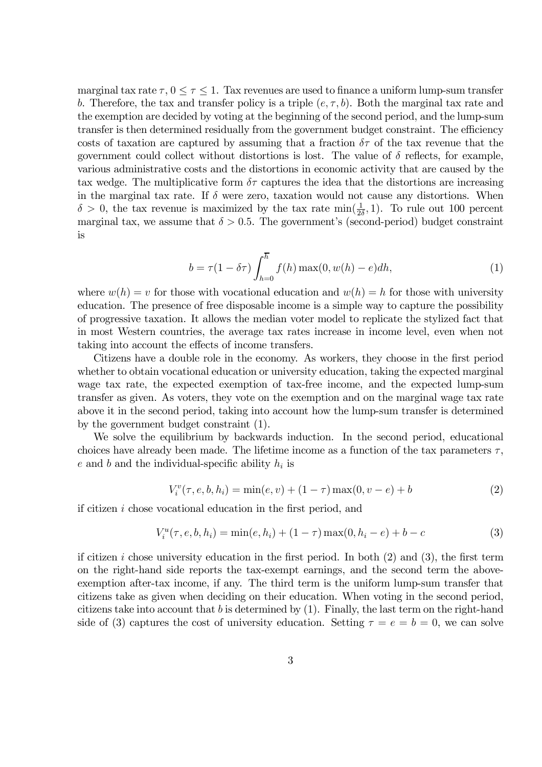marginal tax rate $\tau$, $0 \leq \tau \leq 1$. Tax revenues are used to finance a uniform lump-sum transfer $b$. Therefore, the tax and transfer policy is a triple $(e, \tau, b)$. Both the marginal tax rate and the exemption are decided by voting at the beginning of the second period, and the lump-sum transfer is then determined residually from the government budget constraint. The efficiency costs of taxation are captured by assuming that a fraction $\delta\tau$ of the tax revenue that the government could collect without distortions is lost. The value of $\delta$ reflects, for example, various administrative costs and the distortions in economic activity that are caused by the tax wedge. The multiplicative form $\delta\tau$ captures the idea that the distortions are increasing in the marginal tax rate. If $\delta$ were zero, taxation would not cause any distortions. When $\delta > 0$, the tax revenue is maximized by the tax rate $\min(\frac{1}{2\delta}, 1)$. To rule out 100 percent marginal tax, we assume that $\delta > 0.5$. The government's (second-period) budget constraint is

$$b = \tau(1 - \delta\tau) \int_{h=0}^{\overline{h}} f(h) \max(0, w(h) - e) dh, \tag{1}$$

where $w(h) = v$ for those with vocational education and $w(h) = h$ for those with university education. The presence of free disposable income is a simple way to capture the possibility of progressive taxation. It allows the median voter model to replicate the stylized fact that in most Western countries, the average tax rates increase in income level, even when not taking into account the effects of income transfers.

Citizens have a double role in the economy. As workers, they choose in the first period whether to obtain vocational education or university education, taking the expected marginal wage tax rate, the expected exemption of tax-free income, and the expected lump-sum transfer as given. As voters, they vote on the exemption and on the marginal wage tax rate above it in the second period, taking into account how the lump-sum transfer is determined by the government budget constraint (1).

We solve the equilibrium by backwards induction. In the second period, educational choices have already been made. The lifetime income as a function of the tax parameters $\tau$, $e$ and $b$ and the individual-specific ability $h_i$ is

$$V_i^v(\tau, e, b, h_i) = \min(e, v) + (1 - \tau) \max(0, v - e) + b \tag{2}$$

if citizen $i$ chose vocational education in the first period, and

$$V_i^u(\tau, e, b, h_i) = \min(e, h_i) + (1 - \tau) \max(0, h_i - e) + b - c \tag{3}$$

if citizen $i$ chose university education in the first period. In both (2) and (3), the first term on the right-hand side reports the tax-exempt earnings, and the second term the above-exemption after-tax income, if any. The third term is the uniform lump-sum transfer that citizens take as given when deciding on their education. When voting in the second period, citizens take into account that $b$ is determined by (1). Finally, the last term on the right-hand side of (3) captures the cost of university education. Setting $\tau = e = b = 0$, we can solve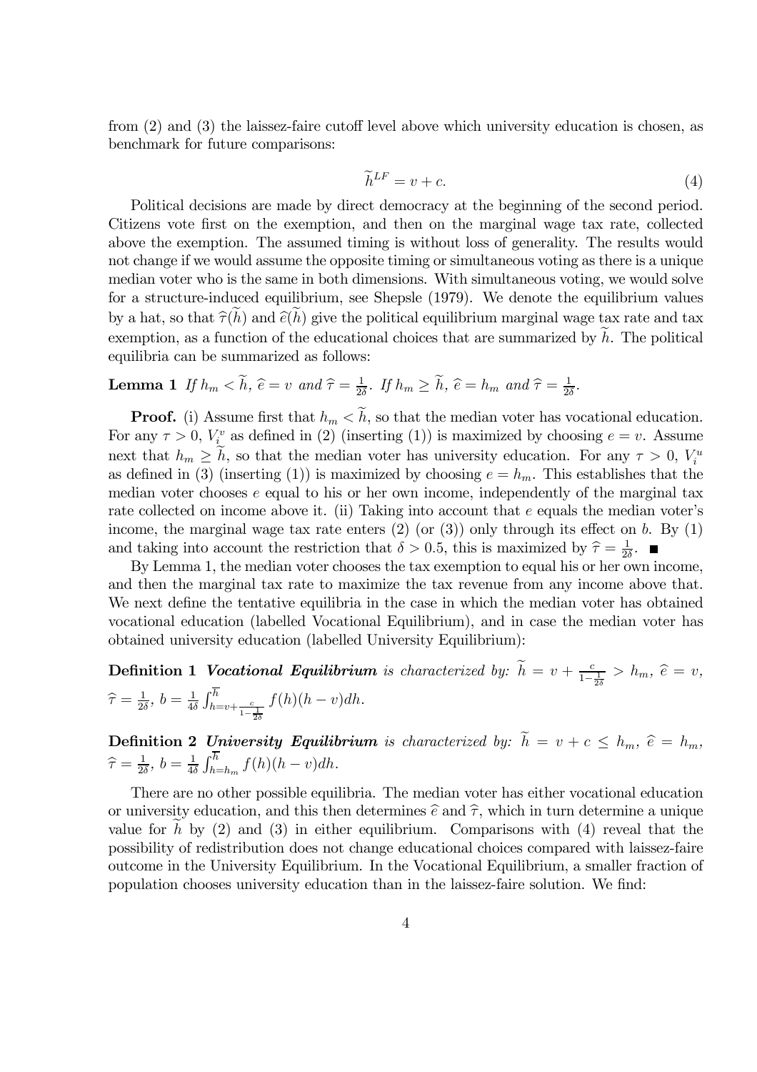from (2) and (3) the laissez-faire cutoff level above which university education is chosen, as benchmark for future comparisons:

$$\widetilde{h}^{LF} = v + c. \tag{4}$$

Political decisions are made by direct democracy at the beginning of the second period. Citizens vote first on the exemption, and then on the marginal wage tax rate, collected above the exemption. The assumed timing is without loss of generality. The results would not change if we would assume the opposite timing or simultaneous voting as there is a unique median voter who is the same in both dimensions. With simultaneous voting, we would solve for a structure-induced equilibrium, see Shepsle (1979). We denote the equilibrium values by a hat, so that $\widehat{\tau}(\widetilde{h})$ and $\widehat{e}(\widetilde{h})$ give the political equilibrium marginal wage tax rate and tax exemption, as a function of the educational choices that are summarized by $\widetilde{h}$. The political equilibria can be summarized as follows:

**Lemma 1** *If $h_m < \widetilde{h}$, $\widehat{e} = v$ and $\widehat{\tau} = \frac{1}{2\delta}$. If $h_m \geq \widetilde{h}$, $\widehat{e} = h_m$ and $\widehat{\tau} = \frac{1}{2\delta}$.*

**Proof.** (i) Assume first that $h_m < \widetilde{h}$, so that the median voter has vocational education. For any $\tau > 0$, $V_i^v$ as defined in (2) (inserting (1)) is maximized by choosing $e = v$. Assume next that $h_m \geq \widetilde{h}$, so that the median voter has university education. For any $\tau > 0$, $V_i^u$ as defined in (3) (inserting (1)) is maximized by choosing $e = h_m$. This establishes that the median voter chooses $e$ equal to his or her own income, independently of the marginal tax rate collected on income above it. (ii) Taking into account that $e$ equals the median voter's income, the marginal wage tax rate enters (2) (or (3)) only through its effect on $b$. By (1) and taking into account the restriction that $\delta > 0.5$, this is maximized by $\widehat{\tau} = \frac{1}{2\delta}$. ∎

By Lemma 1, the median voter chooses the tax exemption to equal his or her own income, and then the marginal tax rate to maximize the tax revenue from any income above that. We next define the tentative equilibria in the case in which the median voter has obtained vocational education (labelled Vocational Equilibrium), and in case the median voter has obtained university education (labelled University Equilibrium):

**Definition 1** ***Vocational Equilibrium*** *is characterized by: $\widetilde{h} = v + \frac{c}{1-\frac{1}{2\delta}} > h_m$, $\widehat{e} = v$, $\widehat{\tau} = \frac{1}{2\delta}$, $b = \frac{1}{4\delta}\int_{h=v+\frac{c}{1-\frac{1}{2\delta}}}^{\overline{h}} f(h)(h-v)dh$.*

**Definition 2** ***University Equilibrium*** *is characterized by: $\widetilde{h} = v + c \leq h_m$, $\widehat{e} = h_m$, $\widehat{\tau} = \frac{1}{2\delta}$, $b = \frac{1}{4\delta}\int_{h=h_m}^{\overline{h}} f(h)(h-v)dh$.*

There are no other possible equilibria. The median voter has either vocational education or university education, and this then determines $\widehat{e}$ and $\widehat{\tau}$, which in turn determine a unique value for $\widetilde{h}$ by (2) and (3) in either equilibrium. Comparisons with (4) reveal that the possibility of redistribution does not change educational choices compared with laissez-faire outcome in the University Equilibrium. In the Vocational Equilibrium, a smaller fraction of population chooses university education than in the laissez-faire solution. We find: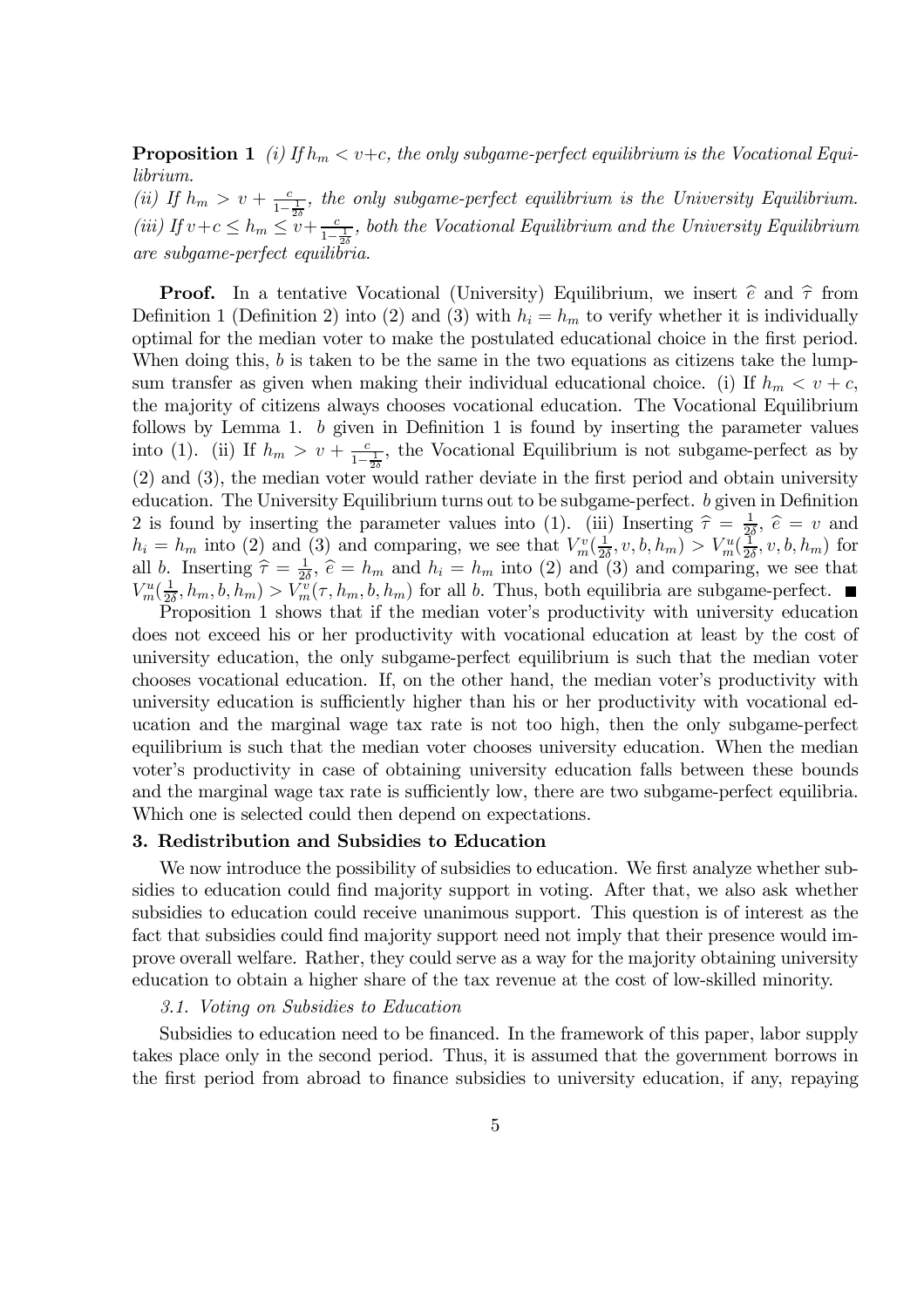**Proposition 1** *(i) If $h_m < v+c$, the only subgame-perfect equilibrium is the Vocational Equilibrium.*
*(ii) If $h_m > v + \frac{c}{1-\frac{1}{2\delta}}$, the only subgame-perfect equilibrium is the University Equilibrium.*
*(iii) If $v+c \leq h_m \leq v+\frac{c}{1-\frac{1}{2\delta}}$, both the Vocational Equilibrium and the University Equilibrium are subgame-perfect equilibria.*

**Proof.** In a tentative Vocational (University) Equilibrium, we insert $\widehat{e}$ and $\widehat{\tau}$ from Definition 1 (Definition 2) into (2) and (3) with $h_i = h_m$ to verify whether it is individually optimal for the median voter to make the postulated educational choice in the first period. When doing this, $b$ is taken to be the same in the two equations as citizens take the lump-sum transfer as given when making their individual educational choice. (i) If $h_m < v + c$, the majority of citizens always chooses vocational education. The Vocational Equilibrium follows by Lemma 1. $b$ given in Definition 1 is found by inserting the parameter values into (1). (ii) If $h_m > v + \frac{c}{1-\frac{1}{2\delta}}$, the Vocational Equilibrium is not subgame-perfect as by (2) and (3), the median voter would rather deviate in the first period and obtain university education. The University Equilibrium turns out to be subgame-perfect. $b$ given in Definition 2 is found by inserting the parameter values into (1). (iii) Inserting $\widehat{\tau} = \frac{1}{2\delta}$, $\widehat{e} = v$ and $h_i = h_m$ into (2) and (3) and comparing, we see that $V_m^v(\frac{1}{2\delta}, v, b, h_m) > V_m^u(\frac{1}{2\delta}, v, b, h_m)$ for all $b$. Inserting $\widehat{\tau} = \frac{1}{2\delta}$, $\widehat{e} = h_m$ and $h_i = h_m$ into (2) and (3) and comparing, we see that $V_m^u(\frac{1}{2\delta}, h_m, b, h_m) > V_m^v(\tau, h_m, b, h_m)$ for all $b$. Thus, both equilibria are subgame-perfect. ∎

Proposition 1 shows that if the median voter's productivity with university education does not exceed his or her productivity with vocational education at least by the cost of university education, the only subgame-perfect equilibrium is such that the median voter chooses vocational education. If, on the other hand, the median voter's productivity with university education is sufficiently higher than his or her productivity with vocational education and the marginal wage tax rate is not too high, then the only subgame-perfect equilibrium is such that the median voter chooses university education. When the median voter's productivity in case of obtaining university education falls between these bounds and the marginal wage tax rate is sufficiently low, there are two subgame-perfect equilibria. Which one is selected could then depend on expectations.

## 3. Redistribution and Subsidies to Education

We now introduce the possibility of subsidies to education. We first analyze whether subsidies to education could find majority support in voting. After that, we also ask whether subsidies to education could receive unanimous support. This question is of interest as the fact that subsidies could find majority support need not imply that their presence would improve overall welfare. Rather, they could serve as a way for the majority obtaining university education to obtain a higher share of the tax revenue at the cost of low-skilled minority.

### *3.1. Voting on Subsidies to Education*

Subsidies to education need to be financed. In the framework of this paper, labor supply takes place only in the second period. Thus, it is assumed that the government borrows in the first period from abroad to finance subsidies to university education, if any, repaying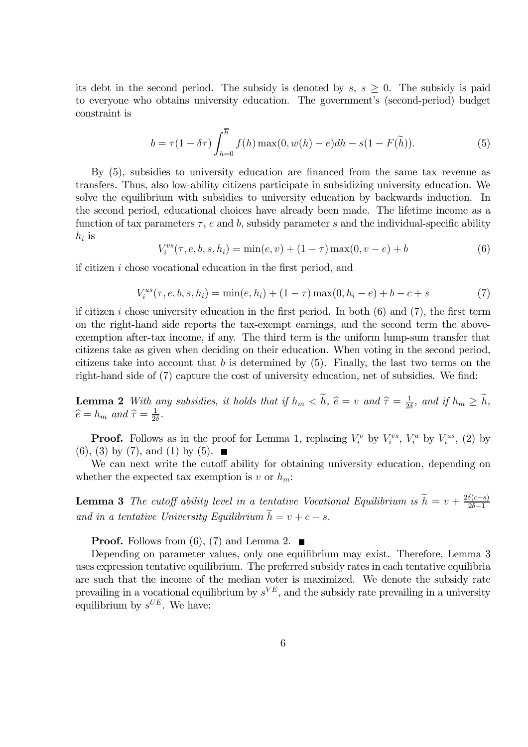its debt in the second period. The subsidy is denoted by $s$, $s \geq 0$. The subsidy is paid to everyone who obtains university education. The government's (second-period) budget constraint is

$$b = \tau(1 - \delta\tau) \int_{h=0}^{\overline{h}} f(h) \max(0, w(h) - e) dh - s(1 - F(\widetilde{h})). \tag{5}$$

By (5), subsidies to university education are financed from the same tax revenue as transfers. Thus, also low-ability citizens participate in subsidizing university education. We solve the equilibrium with subsidies to university education by backwards induction. In the second period, educational choices have already been made. The lifetime income as a function of tax parameters $\tau$, $e$ and $b$, subsidy parameter $s$ and the individual-specific ability $h_i$ is

$$V_i^{vs}(\tau, e, b, s, h_i) = \min(e, v) + (1 - \tau) \max(0, v - e) + b \tag{6}$$

if citizen $i$ chose vocational education in the first period, and

$$V_i^{us}(\tau, e, b, s, h_i) = \min(e, h_i) + (1 - \tau) \max(0, h_i - e) + b - c + s \tag{7}$$

if citizen $i$ chose university education in the first period. In both (6) and (7), the first term on the right-hand side reports the tax-exempt earnings, and the second term the above-exemption after-tax income, if any. The third term is the uniform lump-sum transfer that citizens take as given when deciding on their education. When voting in the second period, citizens take into account that $b$ is determined by (5). Finally, the last two terms on the right-hand side of (7) capture the cost of university education, net of subsidies. We find:

**Lemma 2** *With any subsidies, it holds that if $h_m < \widetilde{h}$, $\widehat{e} = v$ and $\widehat{\tau} = \frac{1}{2\delta}$, and if $h_m \geq \widetilde{h}$, $\widehat{e} = h_m$ and $\widehat{\tau} = \frac{1}{2\delta}$.*

**Proof.** Follows as in the proof for Lemma 1, replacing $V_i^v$ by $V_i^{vs}$, $V_i^u$ by $V_i^{us}$, (2) by (6), (3) by (7), and (1) by (5). ■

We can next write the cutoff ability for obtaining university education, depending on whether the expected tax exemption is $v$ or $h_m$:

**Lemma 3** *The cutoff ability level in a tentative Vocational Equilibrium is $\widetilde{h} = v + \frac{2\delta(c-s)}{2\delta - 1}$ and in a tentative University Equilibrium $\widetilde{h} = v + c - s$.*

**Proof.** Follows from (6), (7) and Lemma 2. ■

Depending on parameter values, only one equilibrium may exist. Therefore, Lemma 3 uses expression tentative equilibrium. The preferred subsidy rates in each tentative equilibria are such that the income of the median voter is maximized. We denote the subsidy rate prevailing in a vocational equilibrium by $s^{VE}$, and the subsidy rate prevailing in a university equilibrium by $s^{UE}$. We have: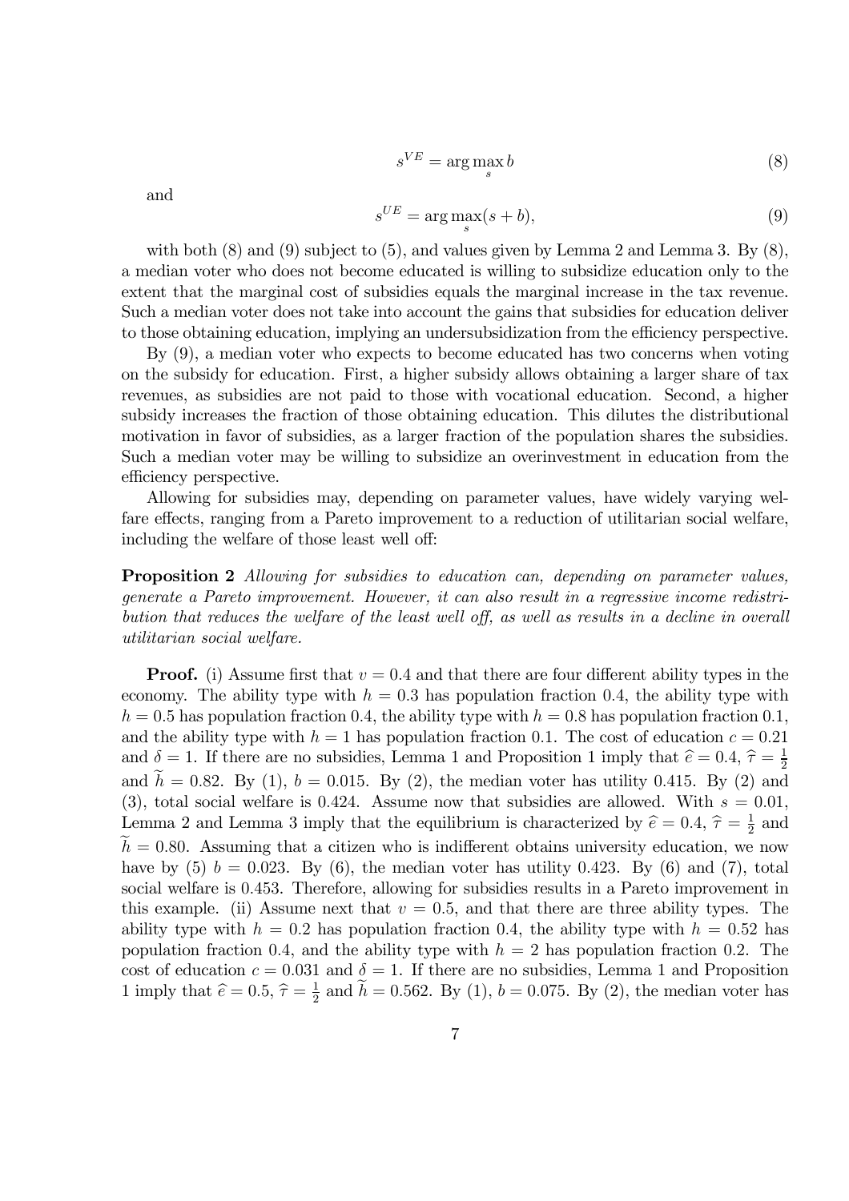$$s^{VE} = \arg\max_{s} b \tag{8}$$

and

$$s^{UE} = \arg\max_{s} (s + b), \tag{9}$$

with both (8) and (9) subject to (5), and values given by Lemma 2 and Lemma 3. By (8), a median voter who does not become educated is willing to subsidize education only to the extent that the marginal cost of subsidies equals the marginal increase in the tax revenue. Such a median voter does not take into account the gains that subsidies for education deliver to those obtaining education, implying an undersubsidization from the efficiency perspective.

By (9), a median voter who expects to become educated has two concerns when voting on the subsidy for education. First, a higher subsidy allows obtaining a larger share of tax revenues, as subsidies are not paid to those with vocational education. Second, a higher subsidy increases the fraction of those obtaining education. This dilutes the distributional motivation in favor of subsidies, as a larger fraction of the population shares the subsidies. Such a median voter may be willing to subsidize an overinvestment in education from the efficiency perspective.

Allowing for subsidies may, depending on parameter values, have widely varying welfare effects, ranging from a Pareto improvement to a reduction of utilitarian social welfare, including the welfare of those least well off:

**Proposition 2** *Allowing for subsidies to education can, depending on parameter values, generate a Pareto improvement. However, it can also result in a regressive income redistribution that reduces the welfare of the least well off, as well as results in a decline in overall utilitarian social welfare.*

**Proof.** (i) Assume first that $v = 0.4$ and that there are four different ability types in the economy. The ability type with $h = 0.3$ has population fraction 0.4, the ability type with $h = 0.5$ has population fraction 0.4, the ability type with $h = 0.8$ has population fraction 0.1, and the ability type with $h = 1$ has population fraction 0.1. The cost of education $c = 0.21$ and $\delta = 1$. If there are no subsidies, Lemma 1 and Proposition 1 imply that $\widehat{e} = 0.4$, $\widehat{\tau} = \frac{1}{2}$ and $\widetilde{h} = 0.82$. By (1), $b = 0.015$. By (2), the median voter has utility 0.415. By (2) and (3), total social welfare is 0.424. Assume now that subsidies are allowed. With $s = 0.01$, Lemma 2 and Lemma 3 imply that the equilibrium is characterized by $\widehat{e} = 0.4$, $\widehat{\tau} = \frac{1}{2}$ and $\widetilde{h} = 0.80$. Assuming that a citizen who is indifferent obtains university education, we now have by (5) $b = 0.023$. By (6), the median voter has utility 0.423. By (6) and (7), total social welfare is 0.453. Therefore, allowing for subsidies results in a Pareto improvement in this example. (ii) Assume next that $v = 0.5$, and that there are three ability types. The ability type with $h = 0.2$ has population fraction 0.4, the ability type with $h = 0.52$ has population fraction 0.4, and the ability type with $h = 2$ has population fraction 0.2. The cost of education $c = 0.031$ and $\delta = 1$. If there are no subsidies, Lemma 1 and Proposition 1 imply that $\widehat{e} = 0.5$, $\widehat{\tau} = \frac{1}{2}$ and $\widetilde{h} = 0.562$. By (1), $b = 0.075$. By (2), the median voter has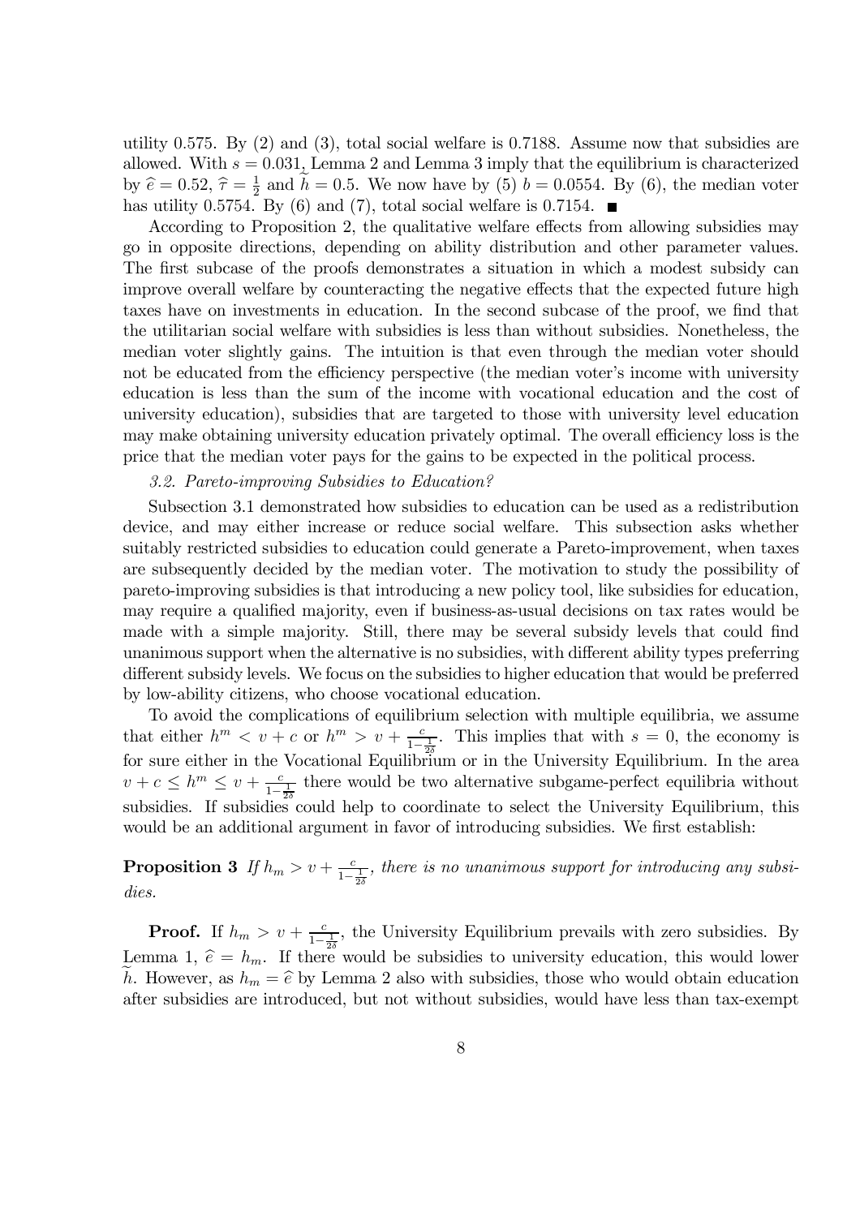utility 0.575. By (2) and (3), total social welfare is 0.7188. Assume now that subsidies are allowed. With $s = 0.031$, Lemma 2 and Lemma 3 imply that the equilibrium is characterized by $\widehat{e} = 0.52$, $\widehat{\tau} = \frac{1}{2}$ and $\widetilde{h} = 0.5$. We now have by (5) $b = 0.0554$. By (6), the median voter has utility 0.5754. By (6) and (7), total social welfare is 0.7154. ■

According to Proposition 2, the qualitative welfare effects from allowing subsidies may go in opposite directions, depending on ability distribution and other parameter values. The first subcase of the proofs demonstrates a situation in which a modest subsidy can improve overall welfare by counteracting the negative effects that the expected future high taxes have on investments in education. In the second subcase of the proof, we find that the utilitarian social welfare with subsidies is less than without subsidies. Nonetheless, the median voter slightly gains. The intuition is that even through the median voter should not be educated from the efficiency perspective (the median voter's income with university education is less than the sum of the income with vocational education and the cost of university education), subsidies that are targeted to those with university level education may make obtaining university education privately optimal. The overall efficiency loss is the price that the median voter pays for the gains to be expected in the political process.

*3.2. Pareto-improving Subsidies to Education?*

Subsection 3.1 demonstrated how subsidies to education can be used as a redistribution device, and may either increase or reduce social welfare. This subsection asks whether suitably restricted subsidies to education could generate a Pareto-improvement, when taxes are subsequently decided by the median voter. The motivation to study the possibility of pareto-improving subsidies is that introducing a new policy tool, like subsidies for education, may require a qualified majority, even if business-as-usual decisions on tax rates would be made with a simple majority. Still, there may be several subsidy levels that could find unanimous support when the alternative is no subsidies, with different ability types preferring different subsidy levels. We focus on the subsidies to higher education that would be preferred by low-ability citizens, who choose vocational education.

To avoid the complications of equilibrium selection with multiple equilibria, we assume that either $h^m < v + c$ or $h^m > v + \frac{c}{1-\frac{1}{2\delta}}$. This implies that with $s = 0$, the economy is for sure either in the Vocational Equilibrium or in the University Equilibrium. In the area $v + c \leq h^m \leq v + \frac{c}{1-\frac{1}{2\delta}}$ there would be two alternative subgame-perfect equilibria without subsidies. If subsidies could help to coordinate to select the University Equilibrium, this would be an additional argument in favor of introducing subsidies. We first establish:

**Proposition 3** *If $h_m > v + \frac{c}{1-\frac{1}{2\delta}}$, there is no unanimous support for introducing any subsidies.*

**Proof.** If $h_m > v + \frac{c}{1-\frac{1}{2\delta}}$, the University Equilibrium prevails with zero subsidies. By Lemma 1, $\widehat{e} = h_m$. If there would be subsidies to university education, this would lower $\widetilde{h}$. However, as $h_m = \widehat{e}$ by Lemma 2 also with subsidies, those who would obtain education after subsidies are introduced, but not without subsidies, would have less than tax-exempt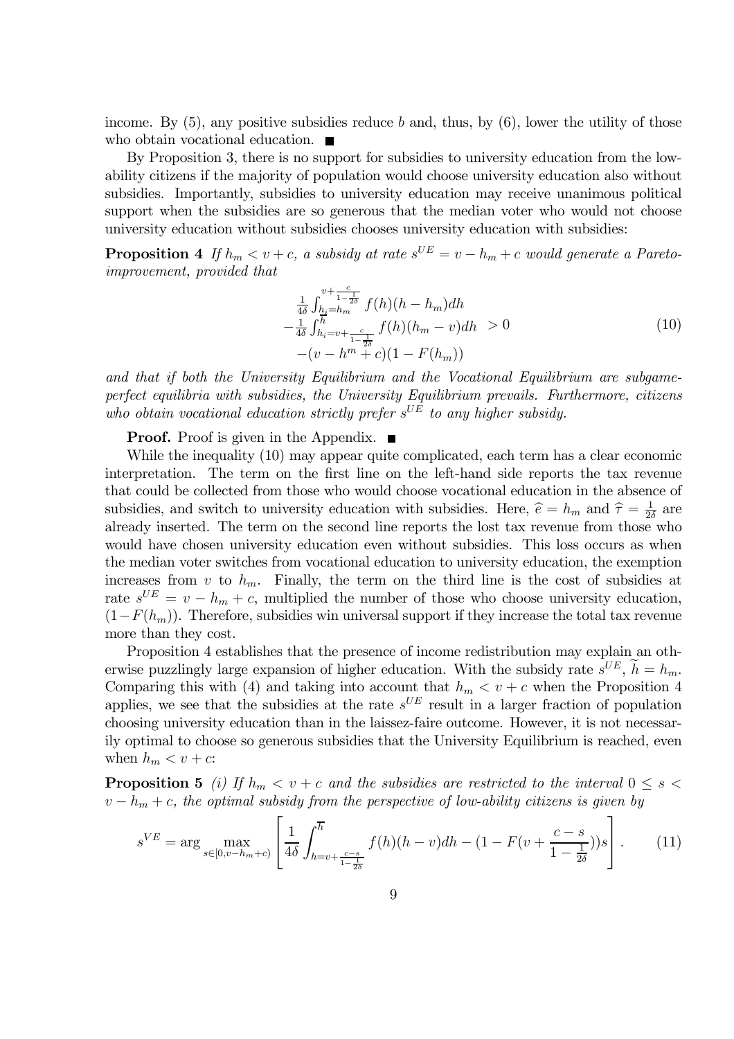income. By (5), any positive subsidies reduce $b$ and, thus, by (6), lower the utility of those who obtain vocational education. ■

By Proposition 3, there is no support for subsidies to university education from the low-ability citizens if the majority of population would choose university education also without subsidies. Importantly, subsidies to university education may receive unanimous political support when the subsidies are so generous that the median voter who would not choose university education without subsidies chooses university education with subsidies:

**Proposition 4** *If $h_m < v + c$, a subsidy at rate $s^{UE} = v - h_m + c$ would generate a Pareto-improvement, provided that*

$$
\begin{array}{l}
\frac{1}{4\delta}\int_{h_i=h_m}^{v+\frac{c}{1-\frac{1}{2\delta}}} f(h)(h-h_m)dh \\
-\frac{1}{4\delta}\int_{h_i=v+\frac{c}{1-\frac{1}{2\delta}}}^{\overline{h}} f(h)(h_m-v)dh \\
-(v-h^m+c)(1-F(h_m))
\end{array} > 0 \tag{10}
$$

*and that if both the University Equilibrium and the Vocational Equilibrium are subgame-perfect equilibria with subsidies, the University Equilibrium prevails. Furthermore, citizens who obtain vocational education strictly prefer $s^{UE}$ to any higher subsidy.*

**Proof.** Proof is given in the Appendix. ■

While the inequality (10) may appear quite complicated, each term has a clear economic interpretation. The term on the first line on the left-hand side reports the tax revenue that could be collected from those who would choose vocational education in the absence of subsidies, and switch to university education with subsidies. Here, $\widehat{e} = h_m$ and $\widehat{\tau} = \frac{1}{2\delta}$ are already inserted. The term on the second line reports the lost tax revenue from those who would have chosen university education even without subsidies. This loss occurs as when the median voter switches from vocational education to university education, the exemption increases from $v$ to $h_m$. Finally, the term on the third line is the cost of subsidies at rate $s^{UE} = v - h_m + c$, multiplied the number of those who choose university education, $(1 - F(h_m))$. Therefore, subsidies win universal support if they increase the total tax revenue more than they cost.

Proposition 4 establishes that the presence of income redistribution may explain an otherwise puzzlingly large expansion of higher education. With the subsidy rate $s^{UE}$, $\widetilde{h} = h_m$. Comparing this with (4) and taking into account that $h_m < v + c$ when the Proposition 4 applies, we see that the subsidies at the rate $s^{UE}$ result in a larger fraction of population choosing university education than in the laissez-faire outcome. However, it is not necessarily optimal to choose so generous subsidies that the University Equilibrium is reached, even when $h_m < v + c$:

**Proposition 5** *(i) If $h_m < v + c$ and the subsidies are restricted to the interval $0 \leq s < v - h_m + c$, the optimal subsidy from the perspective of low-ability citizens is given by*

$$
s^{VE} = \arg\max_{s \in [0, v-h_m+c)} \left[ \frac{1}{4\delta} \int_{h=v+\frac{c-s}{1-\frac{1}{2\delta}}}^{\overline{h}} f(h)(h-v)dh - (1 - F(v + \frac{c-s}{1-\frac{1}{2\delta}}))s \right]. \tag{11}
$$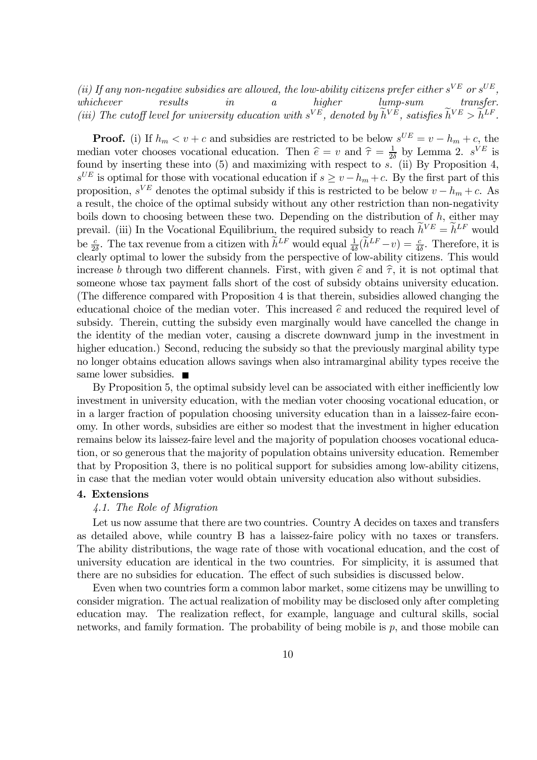*(ii) If any non-negative subsidies are allowed, the low-ability citizens prefer either $s^{VE}$ or $s^{UE}$, whichever results in a higher lump-sum transfer.*
*(iii) The cutoff level for university education with $s^{VE}$, denoted by $\widetilde{h}^{VE}$, satisfies $\widetilde{h}^{VE} > \widetilde{h}^{LF}$.*

**Proof.** (i) If $h_m < v + c$ and subsidies are restricted to be below $s^{UE} = v - h_m + c$, the median voter chooses vocational education. Then $\widehat{e} = v$ and $\widehat{\tau} = \frac{1}{2\delta}$ by Lemma 2. $s^{VE}$ is found by inserting these into (5) and maximizing with respect to $s$. (ii) By Proposition 4, $s^{UE}$ is optimal for those with vocational education if $s \geq v - h_m + c$. By the first part of this proposition, $s^{VE}$ denotes the optimal subsidy if this is restricted to be below $v - h_m + c$. As a result, the choice of the optimal subsidy without any other restriction than non-negativity boils down to choosing between these two. Depending on the distribution of $h$, either may prevail. (iii) In the Vocational Equilibrium, the required subsidy to reach $\widetilde{h}^{VE} = \widetilde{h}^{LF}$ would be $\frac{c}{2\delta}$. The tax revenue from a citizen with $\widetilde{h}^{LF}$ would equal $\frac{1}{4\delta}(\widetilde{h}^{LF} - v) = \frac{c}{4\delta}$. Therefore, it is clearly optimal to lower the subsidy from the perspective of low-ability citizens. This would increase $b$ through two different channels. First, with given $\widehat{e}$ and $\widehat{\tau}$, it is not optimal that someone whose tax payment falls short of the cost of subsidy obtains university education. (The difference compared with Proposition 4 is that therein, subsidies allowed changing the educational choice of the median voter. This increased $\widehat{e}$ and reduced the required level of subsidy. Therein, cutting the subsidy even marginally would have cancelled the change in the identity of the median voter, causing a discrete downward jump in the investment in higher education.) Second, reducing the subsidy so that the previously marginal ability type no longer obtains education allows savings when also intramarginal ability types receive the same lower subsidies. ∎

By Proposition 5, the optimal subsidy level can be associated with either inefficiently low investment in university education, with the median voter choosing vocational education, or in a larger fraction of population choosing university education than in a laissez-faire economy. In other words, subsidies are either so modest that the investment in higher education remains below its laissez-faire level and the majority of population chooses vocational education, or so generous that the majority of population obtains university education. Remember that by Proposition 3, there is no political support for subsidies among low-ability citizens, in case that the median voter would obtain university education also without subsidies.

## 4. Extensions

### *4.1. The Role of Migration*

Let us now assume that there are two countries. Country A decides on taxes and transfers as detailed above, while country B has a laissez-faire policy with no taxes or transfers. The ability distributions, the wage rate of those with vocational education, and the cost of university education are identical in the two countries. For simplicity, it is assumed that there are no subsidies for education. The effect of such subsidies is discussed below.

Even when two countries form a common labor market, some citizens may be unwilling to consider migration. The actual realization of mobility may be disclosed only after completing education may. The realization reflect, for example, language and cultural skills, social networks, and family formation. The probability of being mobile is $p$, and those mobile can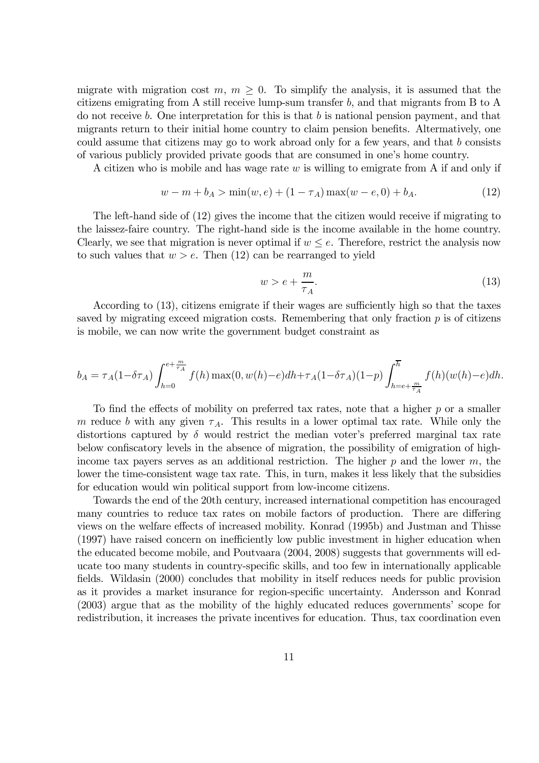migrate with migration cost $m$, $m \geq 0$. To simplify the analysis, it is assumed that the citizens emigrating from A still receive lump-sum transfer $b$, and that migrants from B to A do not receive $b$. One interpretation for this is that $b$ is national pension payment, and that migrants return to their initial home country to claim pension benefits. Alternatively, one could assume that citizens may go to work abroad only for a few years, and that $b$ consists of various publicly provided private goods that are consumed in one's home country.

A citizen who is mobile and has wage rate $w$ is willing to emigrate from A if and only if

$$w - m + b_A > \min(w, e) + (1 - \tau_A) \max(w - e, 0) + b_A. \tag{12}$$

The left-hand side of (12) gives the income that the citizen would receive if migrating to the laissez-faire country. The right-hand side is the income available in the home country. Clearly, we see that migration is never optimal if $w \leq e$. Therefore, restrict the analysis now to such values that $w > e$. Then (12) can be rearranged to yield

$$w > e + \frac{m}{\tau_A}. \tag{13}$$

According to (13), citizens emigrate if their wages are sufficiently high so that the taxes saved by migrating exceed migration costs. Remembering that only fraction $p$ is of citizens is mobile, we can now write the government budget constraint as

$$b_A = \tau_A(1-\delta\tau_A) \int_{h=0}^{e+\frac{m}{\tau_A}} f(h) \max(0, w(h)-e) dh + \tau_A(1-\delta\tau_A)(1-p) \int_{h=e+\frac{m}{\tau_A}}^{\overline{h}} f(h)(w(h)-e) dh.$$

To find the effects of mobility on preferred tax rates, note that a higher $p$ or a smaller $m$ reduce $b$ with any given $\tau_A$. This results in a lower optimal tax rate. While only the distortions captured by $\delta$ would restrict the median voter's preferred marginal tax rate below confiscatory levels in the absence of migration, the possibility of emigration of high-income tax payers serves as an additional restriction. The higher $p$ and the lower $m$, the lower the time-consistent wage tax rate. This, in turn, makes it less likely that the subsidies for education would win political support from low-income citizens.

Towards the end of the 20th century, increased international competition has encouraged many countries to reduce tax rates on mobile factors of production. There are differing views on the welfare effects of increased mobility. Konrad (1995b) and Justman and Thisse (1997) have raised concern on inefficiently low public investment in higher education when the educated become mobile, and Poutvaara (2004, 2008) suggests that governments will educate too many students in country-specific skills, and too few in internationally applicable fields. Wildasin (2000) concludes that mobility in itself reduces needs for public provision as it provides a market insurance for region-specific uncertainty. Andersson and Konrad (2003) argue that as the mobility of the highly educated reduces governments' scope for redistribution, it increases the private incentives for education. Thus, tax coordination even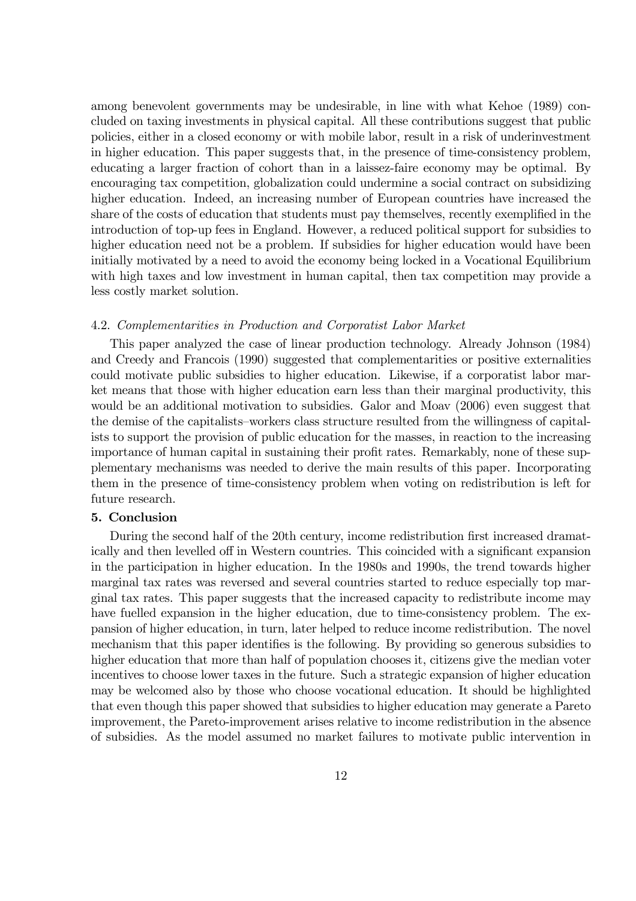among benevolent governments may be undesirable, in line with what Kehoe (1989) concluded on taxing investments in physical capital. All these contributions suggest that public policies, either in a closed economy or with mobile labor, result in a risk of underinvestment in higher education. This paper suggests that, in the presence of time-consistency problem, educating a larger fraction of cohort than in a laissez-faire economy may be optimal. By encouraging tax competition, globalization could undermine a social contract on subsidizing higher education. Indeed, an increasing number of European countries have increased the share of the costs of education that students must pay themselves, recently exemplified in the introduction of top-up fees in England. However, a reduced political support for subsidies to higher education need not be a problem. If subsidies for higher education would have been initially motivated by a need to avoid the economy being locked in a Vocational Equilibrium with high taxes and low investment in human capital, then tax competition may provide a less costly market solution.

### 4.2. *Complementarities in Production and Corporatist Labor Market*

This paper analyzed the case of linear production technology. Already Johnson (1984) and Creedy and Francois (1990) suggested that complementarities or positive externalities could motivate public subsidies to higher education. Likewise, if a corporatist labor market means that those with higher education earn less than their marginal productivity, this would be an additional motivation to subsidies. Galor and Moav (2006) even suggest that the demise of the capitalists–workers class structure resulted from the willingness of capitalists to support the provision of public education for the masses, in reaction to the increasing importance of human capital in sustaining their profit rates. Remarkably, none of these supplementary mechanisms was needed to derive the main results of this paper. Incorporating them in the presence of time-consistency problem when voting on redistribution is left for future research.

## 5. Conclusion

During the second half of the 20th century, income redistribution first increased dramatically and then levelled off in Western countries. This coincided with a significant expansion in the participation in higher education. In the 1980s and 1990s, the trend towards higher marginal tax rates was reversed and several countries started to reduce especially top marginal tax rates. This paper suggests that the increased capacity to redistribute income may have fuelled expansion in the higher education, due to time-consistency problem. The expansion of higher education, in turn, later helped to reduce income redistribution. The novel mechanism that this paper identifies is the following. By providing so generous subsidies to higher education that more than half of population chooses it, citizens give the median voter incentives to choose lower taxes in the future. Such a strategic expansion of higher education may be welcomed also by those who choose vocational education. It should be highlighted that even though this paper showed that subsidies to higher education may generate a Pareto improvement, the Pareto-improvement arises relative to income redistribution in the absence of subsidies. As the model assumed no market failures to motivate public intervention in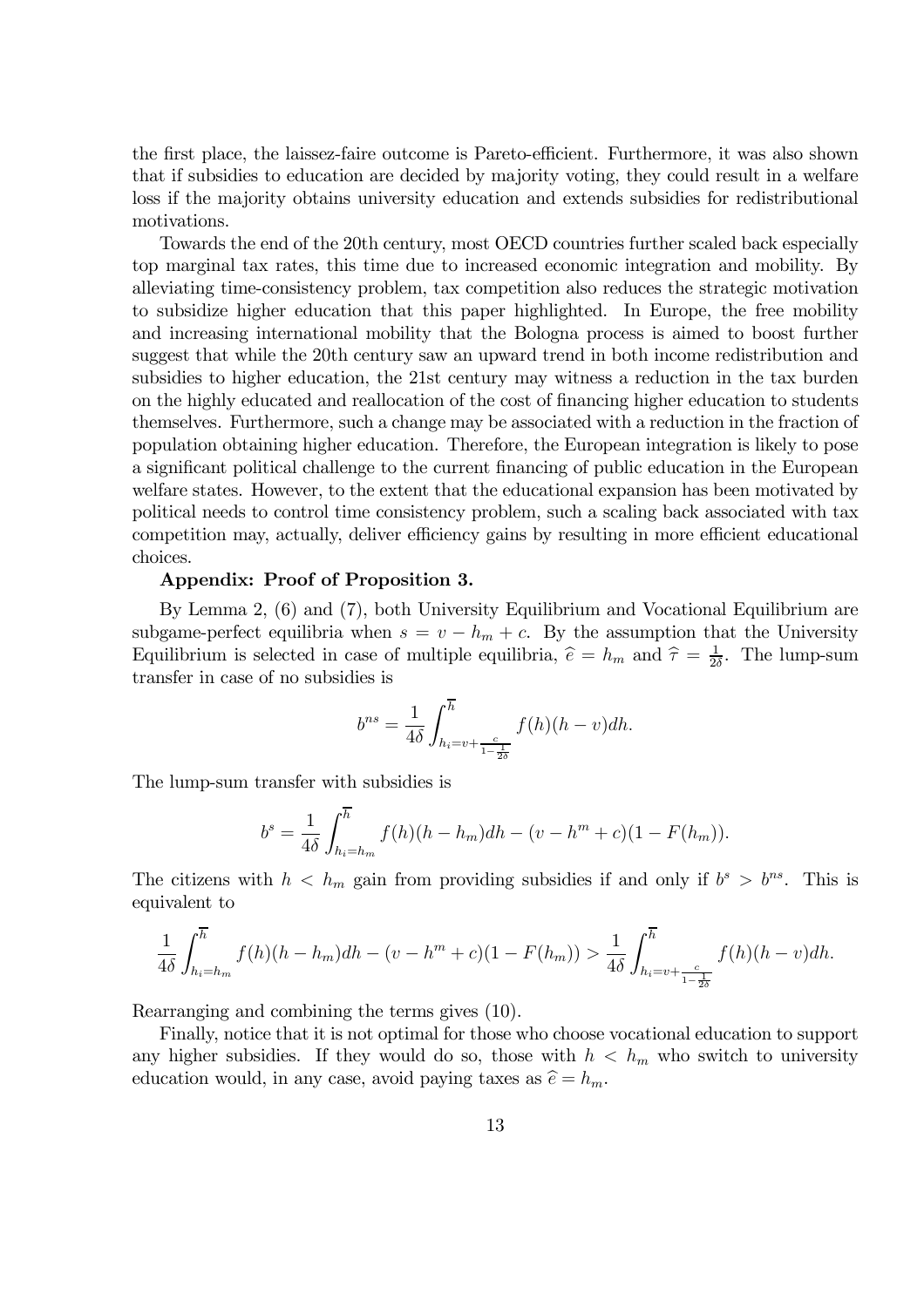the first place, the laissez-faire outcome is Pareto-efficient. Furthermore, it was also shown that if subsidies to education are decided by majority voting, they could result in a welfare loss if the majority obtains university education and extends subsidies for redistributional motivations.

Towards the end of the 20th century, most OECD countries further scaled back especially top marginal tax rates, this time due to increased economic integration and mobility. By alleviating time-consistency problem, tax competition also reduces the strategic motivation to subsidize higher education that this paper highlighted. In Europe, the free mobility and increasing international mobility that the Bologna process is aimed to boost further suggest that while the 20th century saw an upward trend in both income redistribution and subsidies to higher education, the 21st century may witness a reduction in the tax burden on the highly educated and reallocation of the cost of financing higher education to students themselves. Furthermore, such a change may be associated with a reduction in the fraction of population obtaining higher education. Therefore, the European integration is likely to pose a significant political challenge to the current financing of public education in the European welfare states. However, to the extent that the educational expansion has been motivated by political needs to control time consistency problem, such a scaling back associated with tax competition may, actually, deliver efficiency gains by resulting in more efficient educational choices.

**Appendix: Proof of Proposition 3.**

By Lemma 2, (6) and (7), both University Equilibrium and Vocational Equilibrium are subgame-perfect equilibria when $s = v - h_m + c$. By the assumption that the University Equilibrium is selected in case of multiple equilibria, $\widehat{e} = h_m$ and $\widehat{\tau} = \frac{1}{2\delta}$. The lump-sum transfer in case of no subsidies is

$$b^{ns} = \frac{1}{4\delta} \int_{h_i = v + \frac{c}{1 - \frac{1}{2\delta}}}^{\overline{h}} f(h)(h - v)dh.$$

The lump-sum transfer with subsidies is

$$b^{s} = \frac{1}{4\delta} \int_{h_i = h_m}^{\overline{h}} f(h)(h - h_m)dh - (v - h^m + c)(1 - F(h_m)).$$

The citizens with $h < h_m$ gain from providing subsidies if and only if $b^s > b^{ns}$. This is equivalent to

$$\frac{1}{4\delta} \int_{h_i = h_m}^{\overline{h}} f(h)(h - h_m)dh - (v - h^m + c)(1 - F(h_m)) > \frac{1}{4\delta} \int_{h_i = v + \frac{c}{1 - \frac{1}{2\delta}}}^{\overline{h}} f(h)(h - v)dh.$$

Rearranging and combining the terms gives (10).

Finally, notice that it is not optimal for those who choose vocational education to support any higher subsidies. If they would do so, those with $h < h_m$ who switch to university education would, in any case, avoid paying taxes as $\widehat{e} = h_m$.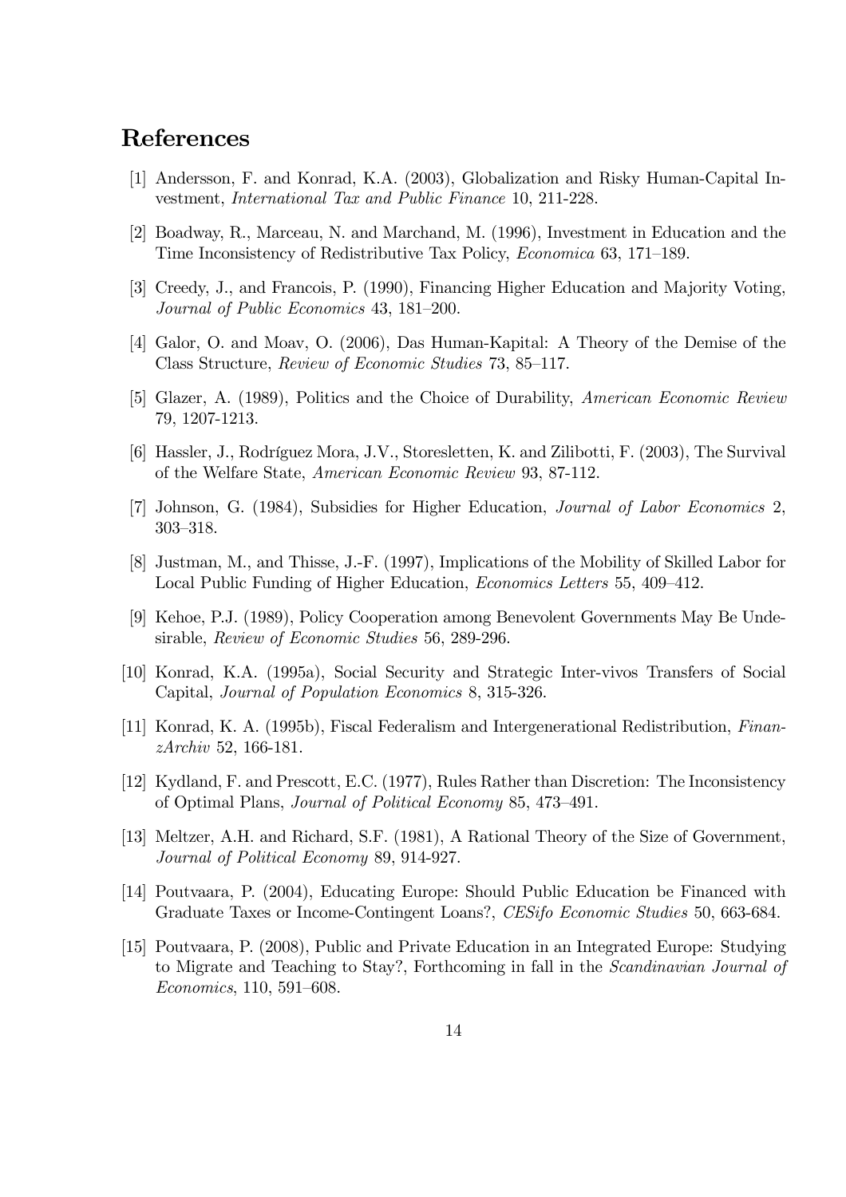# References

[1] Andersson, F. and Konrad, K.A. (2003), Globalization and Risky Human-Capital Investment, *International Tax and Public Finance* 10, 211-228.

[2] Boadway, R., Marceau, N. and Marchand, M. (1996), Investment in Education and the Time Inconsistency of Redistributive Tax Policy, *Economica* 63, 171–189.

[3] Creedy, J., and Francois, P. (1990), Financing Higher Education and Majority Voting, *Journal of Public Economics* 43, 181–200.

[4] Galor, O. and Moav, O. (2006), Das Human-Kapital: A Theory of the Demise of the Class Structure, *Review of Economic Studies* 73, 85–117.

[5] Glazer, A. (1989), Politics and the Choice of Durability, *American Economic Review* 79, 1207-1213.

[6] Hassler, J., Rodríguez Mora, J.V., Storesletten, K. and Zilibotti, F. (2003), The Survival of the Welfare State, *American Economic Review* 93, 87-112.

[7] Johnson, G. (1984), Subsidies for Higher Education, *Journal of Labor Economics* 2, 303–318.

[8] Justman, M., and Thisse, J.-F. (1997), Implications of the Mobility of Skilled Labor for Local Public Funding of Higher Education, *Economics Letters* 55, 409–412.

[9] Kehoe, P.J. (1989), Policy Cooperation among Benevolent Governments May Be Undesirable, *Review of Economic Studies* 56, 289-296.

[10] Konrad, K.A. (1995a), Social Security and Strategic Inter-vivos Transfers of Social Capital, *Journal of Population Economics* 8, 315-326.

[11] Konrad, K. A. (1995b), Fiscal Federalism and Intergenerational Redistribution, *FinanzArchiv* 52, 166-181.

[12] Kydland, F. and Prescott, E.C. (1977), Rules Rather than Discretion: The Inconsistency of Optimal Plans, *Journal of Political Economy* 85, 473–491.

[13] Meltzer, A.H. and Richard, S.F. (1981), A Rational Theory of the Size of Government, *Journal of Political Economy* 89, 914-927.

[14] Poutvaara, P. (2004), Educating Europe: Should Public Education be Financed with Graduate Taxes or Income-Contingent Loans?, *CESifo Economic Studies* 50, 663-684.

[15] Poutvaara, P. (2008), Public and Private Education in an Integrated Europe: Studying to Migrate and Teaching to Stay?, Forthcoming in fall in the *Scandinavian Journal of Economics*, 110, 591–608.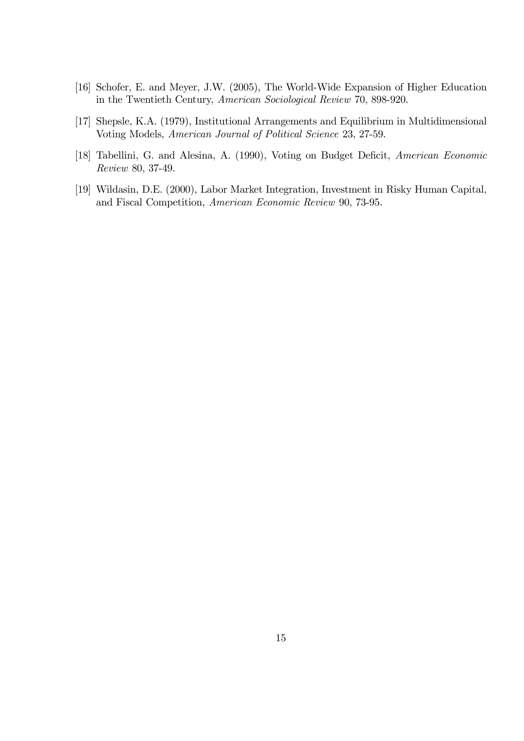[16] Schofer, E. and Meyer, J.W. (2005), The World-Wide Expansion of Higher Education in the Twentieth Century, *American Sociological Review* 70, 898-920.

[17] Shepsle, K.A. (1979), Institutional Arrangements and Equilibrium in Multidimensional Voting Models, *American Journal of Political Science* 23, 27-59.

[18] Tabellini, G. and Alesina, A. (1990), Voting on Budget Deficit, *American Economic Review* 80, 37-49.

[19] Wildasin, D.E. (2000), Labor Market Integration, Investment in Risky Human Capital, and Fiscal Competition, *American Economic Review* 90, 73-95.